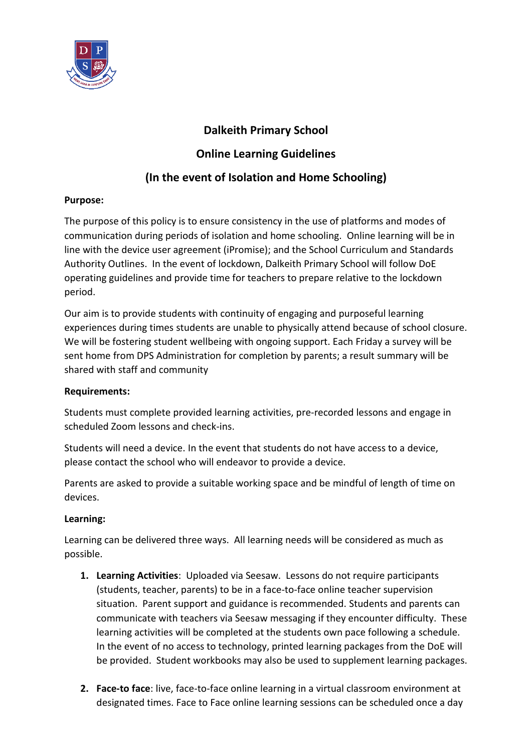# Dalkeith Primary School

## Online Learning Guidelines

## (In the event of Isolation and Home Schooling)

**Purpose:**

The purpose of this policy is to ensure consistency in the use of platforms and modes of communication during periods of isolation and home schooling. Online learning will be in line with the device user agreement (iPromise); and the School Curriculum and Standards Authority Outlines. In the event of lockdown, Dalkeith Primary School will follow DoE operating guidelines and provide time for teachers to prepare relative to the lockdown period.

Our aim is to provide students with continuity of engaging and purposeful learning experiences during times students are unable to physically attend because of school closure. We will be fostering student wellbeing with ongoing support. Each Friday a survey will be sent home from DPS Administration for completion by parents; a result summary will be shared with staff and community

**Requirements:**

Students must complete provided learning activities, pre-recorded lessons and engage in scheduled Zoom lessons and check-ins.

Students will need a device. In the event that students do not have access to a device, please contact the school who will endeavor to provide a device.

Parents are asked to provide a suitable working space and be mindful of length of time on devices.

**Learning:**

Learning can be delivered three ways. All learning needs will be considered as much as possible.

1. **Learning Activities**: Uploaded via Seesaw. Lessons do not require participants (students, teacher, parents) to be in a face-to-face online teacher supervision situation. Parent support and guidance is recommended. Students and parents can communicate with teachers via Seesaw messaging if they encounter difficulty. These learning activities will be completed at the students own pace following a schedule. In the event of no access to technology, printed learning packages from the DoE will be provided. Student workbooks may also be used to supplement learning packages.

2. **Face-to face**: live, face-to-face online learning in a virtual classroom environment at designated times. Face to Face online learning sessions can be scheduled once a day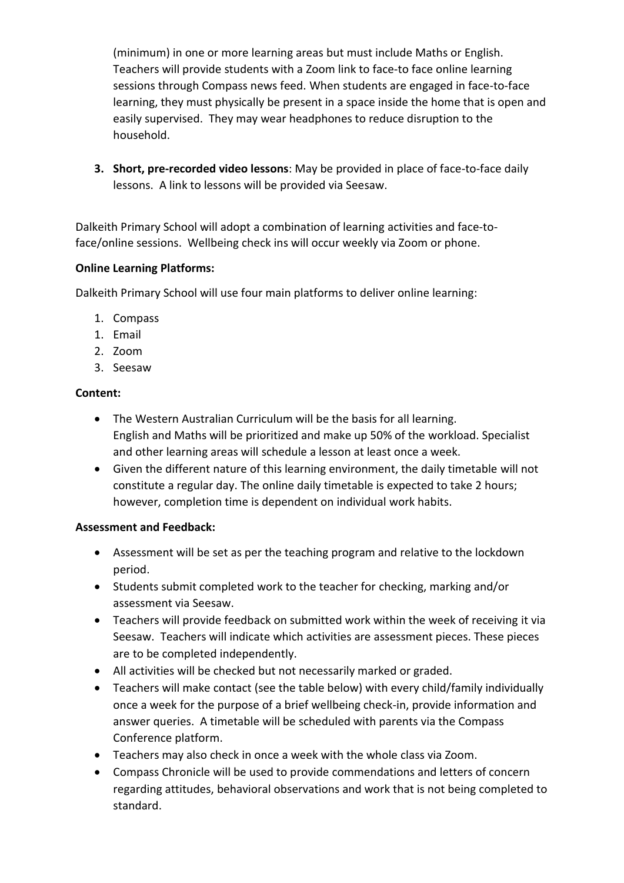(minimum) in one or more learning areas but must include Maths or English. Teachers will provide students with a Zoom link to face-to face online learning sessions through Compass news feed. When students are engaged in face-to-face learning, they must physically be present in a space inside the home that is open and easily supervised. They may wear headphones to reduce disruption to the household.

3. **Short, pre-recorded video lessons**: May be provided in place of face-to-face daily lessons. A link to lessons will be provided via Seesaw.

Dalkeith Primary School will adopt a combination of learning activities and face-to-face/online sessions. Wellbeing check ins will occur weekly via Zoom or phone.

**Online Learning Platforms:**

Dalkeith Primary School will use four main platforms to deliver online learning:

1. Compass
1. Email
2. Zoom
3. Seesaw

**Content:**

- The Western Australian Curriculum will be the basis for all learning. English and Maths will be prioritized and make up 50% of the workload. Specialist and other learning areas will schedule a lesson at least once a week.
- Given the different nature of this learning environment, the daily timetable will not constitute a regular day. The online daily timetable is expected to take 2 hours; however, completion time is dependent on individual work habits.

**Assessment and Feedback:**

- Assessment will be set as per the teaching program and relative to the lockdown period.
- Students submit completed work to the teacher for checking, marking and/or assessment via Seesaw.
- Teachers will provide feedback on submitted work within the week of receiving it via Seesaw. Teachers will indicate which activities are assessment pieces. These pieces are to be completed independently.
- All activities will be checked but not necessarily marked or graded.
- Teachers will make contact (see the table below) with every child/family individually once a week for the purpose of a brief wellbeing check-in, provide information and answer queries. A timetable will be scheduled with parents via the Compass Conference platform.
- Teachers may also check in once a week with the whole class via Zoom.
- Compass Chronicle will be used to provide commendations and letters of concern regarding attitudes, behavioral observations and work that is not being completed to standard.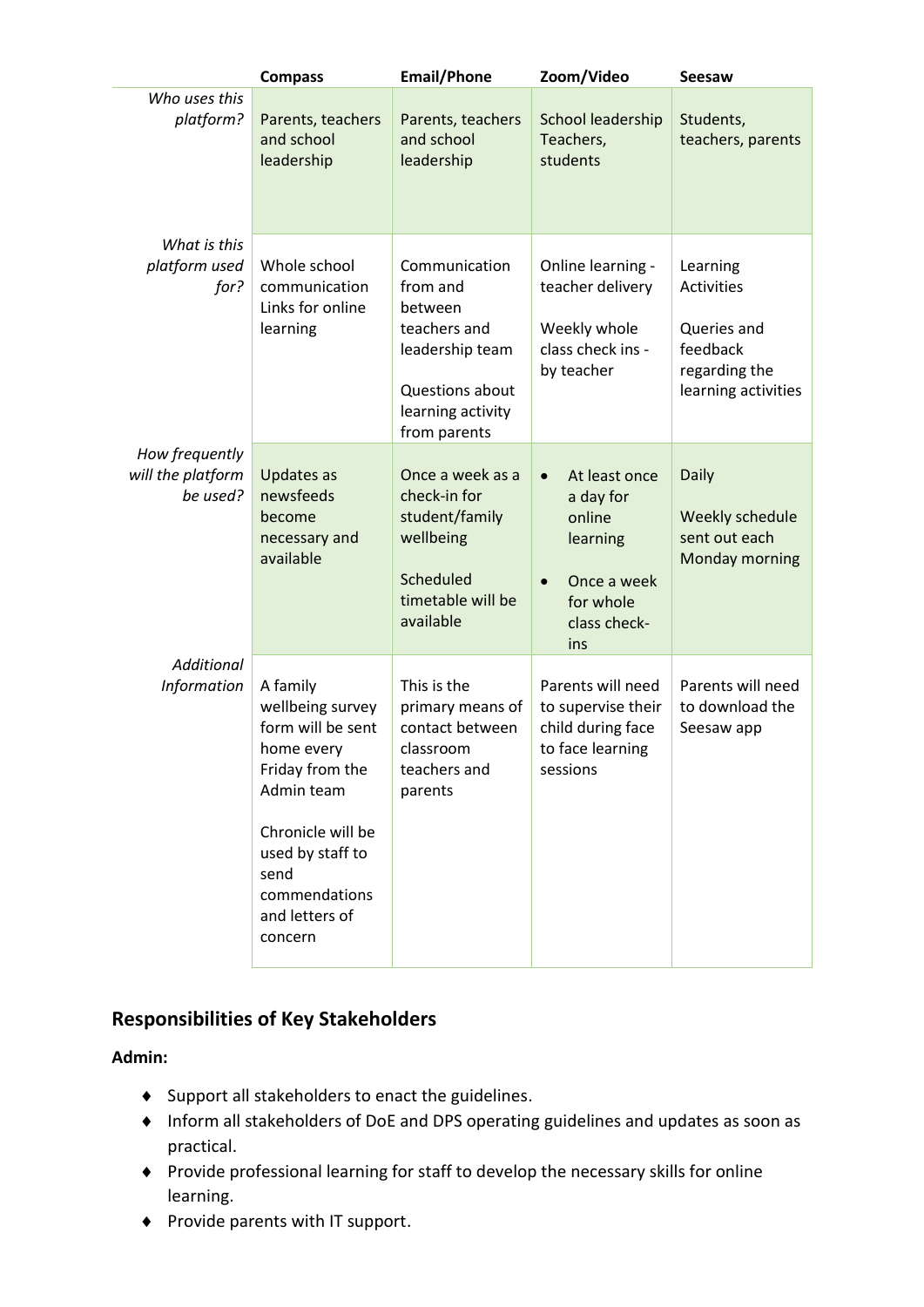| | Compass | Email/Phone | Zoom/Video | Seesaw |
|---|---|---|---|---|
| *Who uses this platform?* | Parents, teachers and school leadership | Parents, teachers and school leadership | School leadership Teachers, students | Students, teachers, parents |
| *What is this platform used for?* | Whole school communication Links for online learning | Communication from and between teachers and leadership team<br><br>Questions about learning activity from parents | Online learning - teacher delivery<br><br>Weekly whole class check ins - by teacher | Learning Activities<br><br>Queries and feedback regarding the learning activities |
| *How frequently will the platform be used?* | Updates as newsfeeds become necessary and available | Once a week as a check-in for student/family wellbeing<br><br>Scheduled timetable will be available | • At least once a day for online learning<br>• Once a week for whole class check-ins | Daily<br><br>Weekly schedule sent out each Monday morning |
| *Additional Information* | A family wellbeing survey form will be sent home every Friday from the Admin team<br><br>Chronicle will be used by staff to send commendations and letters of concern | This is the primary means of contact between classroom teachers and parents | Parents will need to supervise their child during face to face learning sessions | Parents will need to download the Seesaw app |

## Responsibilities of Key Stakeholders

**Admin:**

- Support all stakeholders to enact the guidelines.
- Inform all stakeholders of DoE and DPS operating guidelines and updates as soon as practical.
- Provide professional learning for staff to develop the necessary skills for online learning.
- Provide parents with IT support.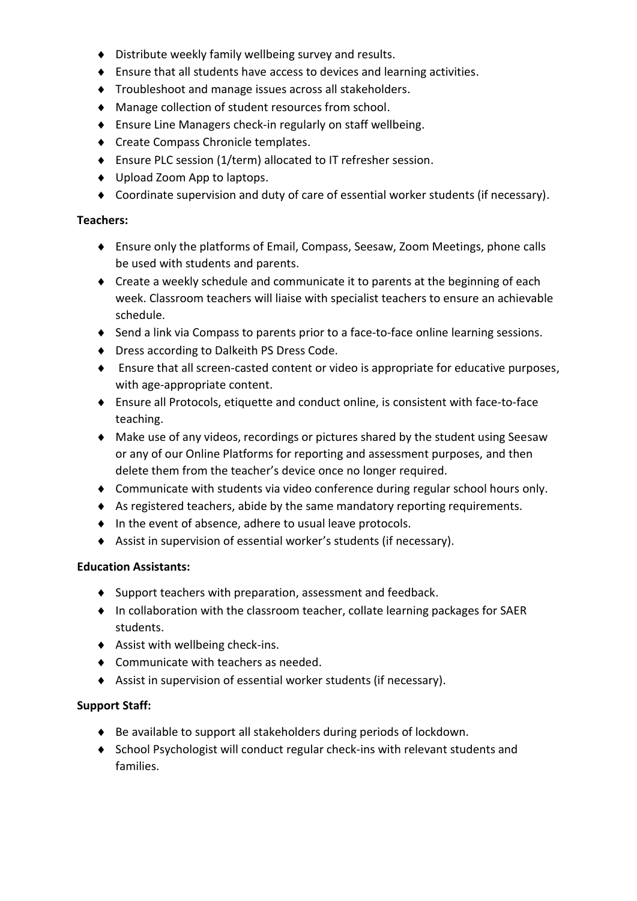- Distribute weekly family wellbeing survey and results.
- Ensure that all students have access to devices and learning activities.
- Troubleshoot and manage issues across all stakeholders.
- Manage collection of student resources from school.
- Ensure Line Managers check-in regularly on staff wellbeing.
- Create Compass Chronicle templates.
- Ensure PLC session (1/term) allocated to IT refresher session.
- Upload Zoom App to laptops.
- Coordinate supervision and duty of care of essential worker students (if necessary).

**Teachers:**

- Ensure only the platforms of Email, Compass, Seesaw, Zoom Meetings, phone calls be used with students and parents.
- Create a weekly schedule and communicate it to parents at the beginning of each week. Classroom teachers will liaise with specialist teachers to ensure an achievable schedule.
- Send a link via Compass to parents prior to a face-to-face online learning sessions.
- Dress according to Dalkeith PS Dress Code.
- Ensure that all screen-casted content or video is appropriate for educative purposes, with age-appropriate content.
- Ensure all Protocols, etiquette and conduct online, is consistent with face-to-face teaching.
- Make use of any videos, recordings or pictures shared by the student using Seesaw or any of our Online Platforms for reporting and assessment purposes, and then delete them from the teacher's device once no longer required.
- Communicate with students via video conference during regular school hours only.
- As registered teachers, abide by the same mandatory reporting requirements.
- In the event of absence, adhere to usual leave protocols.
- Assist in supervision of essential worker's students (if necessary).

**Education Assistants:**

- Support teachers with preparation, assessment and feedback.
- In collaboration with the classroom teacher, collate learning packages for SAER students.
- Assist with wellbeing check-ins.
- Communicate with teachers as needed.
- Assist in supervision of essential worker students (if necessary).

**Support Staff:**

- Be available to support all stakeholders during periods of lockdown.
- School Psychologist will conduct regular check-ins with relevant students and families.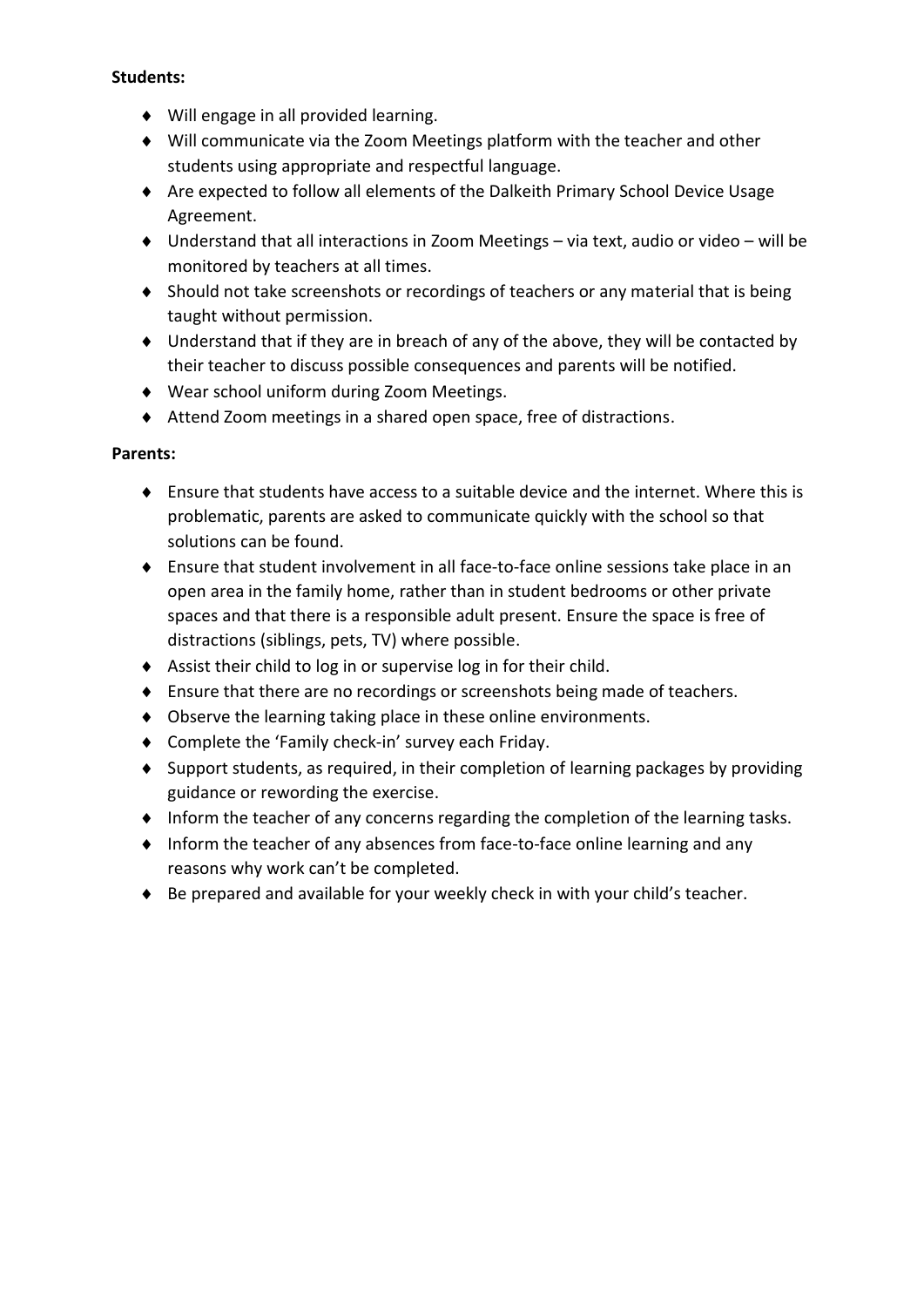**Students:**

- Will engage in all provided learning.
- Will communicate via the Zoom Meetings platform with the teacher and other students using appropriate and respectful language.
- Are expected to follow all elements of the Dalkeith Primary School Device Usage Agreement.
- Understand that all interactions in Zoom Meetings – via text, audio or video – will be monitored by teachers at all times.
- Should not take screenshots or recordings of teachers or any material that is being taught without permission.
- Understand that if they are in breach of any of the above, they will be contacted by their teacher to discuss possible consequences and parents will be notified.
- Wear school uniform during Zoom Meetings.
- Attend Zoom meetings in a shared open space, free of distractions.

**Parents:**

- Ensure that students have access to a suitable device and the internet. Where this is problematic, parents are asked to communicate quickly with the school so that solutions can be found.
- Ensure that student involvement in all face-to-face online sessions take place in an open area in the family home, rather than in student bedrooms or other private spaces and that there is a responsible adult present. Ensure the space is free of distractions (siblings, pets, TV) where possible.
- Assist their child to log in or supervise log in for their child.
- Ensure that there are no recordings or screenshots being made of teachers.
- Observe the learning taking place in these online environments.
- Complete the 'Family check-in' survey each Friday.
- Support students, as required, in their completion of learning packages by providing guidance or rewording the exercise.
- Inform the teacher of any concerns regarding the completion of the learning tasks.
- Inform the teacher of any absences from face-to-face online learning and any reasons why work can't be completed.
- Be prepared and available for your weekly check in with your child's teacher.